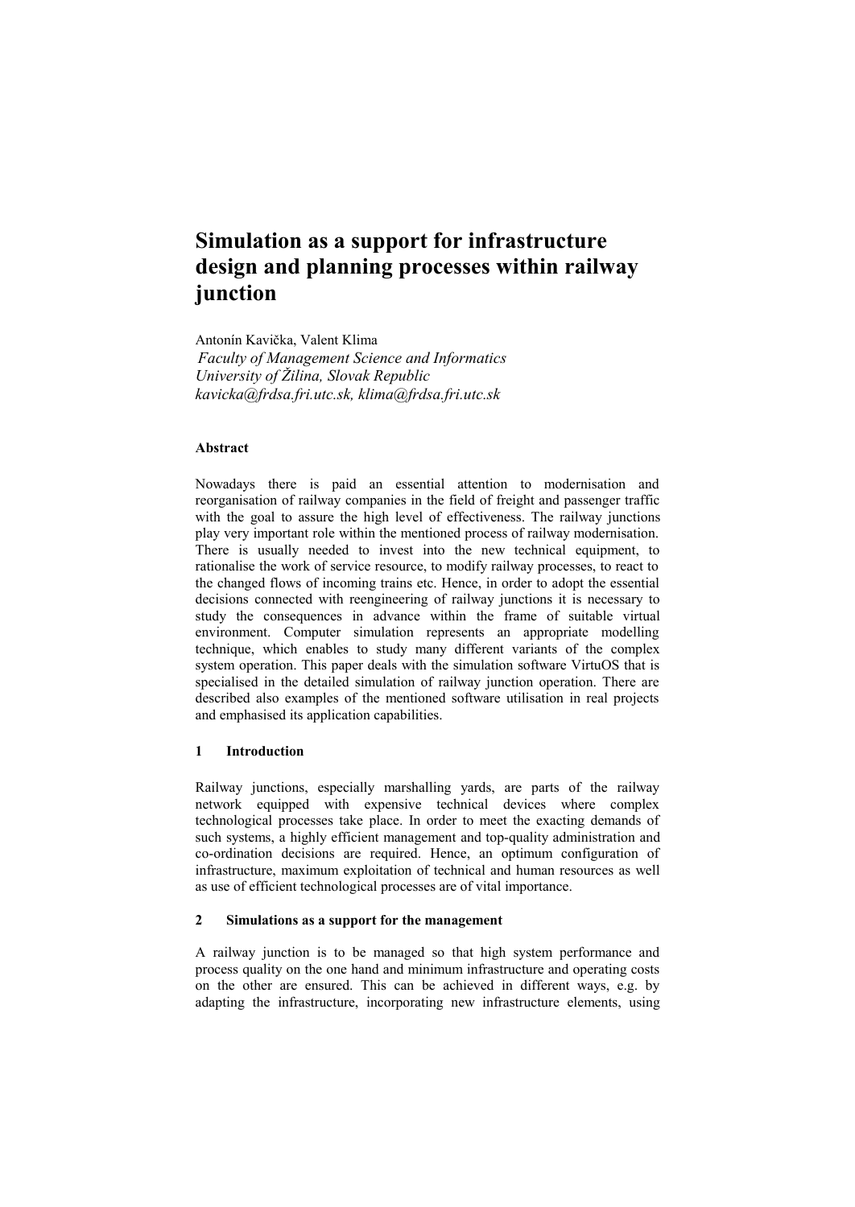# Simulation as a support for infrastructure design and planning processes within railway junction

Antonín Kavička, Valent Klima

*Faculty of Management Science and Informatics*
*University of Žilina, Slovak Republic*
*kavicka@frdsa.fri.utc.sk, klima@frdsa.fri.utc.sk*

#### Abstract

Nowadays there is paid an essential attention to modernisation and reorganisation of railway companies in the field of freight and passenger traffic with the goal to assure the high level of effectiveness. The railway junctions play very important role within the mentioned process of railway modernisation. There is usually needed to invest into the new technical equipment, to rationalise the work of service resource, to modify railway processes, to react to the changed flows of incoming trains etc. Hence, in order to adopt the essential decisions connected with reengineering of railway junctions it is necessary to study the consequences in advance within the frame of suitable virtual environment. Computer simulation represents an appropriate modelling technique, which enables to study many different variants of the complex system operation. This paper deals with the simulation software VirtuOS that is specialised in the detailed simulation of railway junction operation. There are described also examples of the mentioned software utilisation in real projects and emphasised its application capabilities.

## 1 Introduction

Railway junctions, especially marshalling yards, are parts of the railway network equipped with expensive technical devices where complex technological processes take place. In order to meet the exacting demands of such systems, a highly efficient management and top-quality administration and co-ordination decisions are required. Hence, an optimum configuration of infrastructure, maximum exploitation of technical and human resources as well as use of efficient technological processes are of vital importance.

## 2 Simulations as a support for the management

A railway junction is to be managed so that high system performance and process quality on the one hand and minimum infrastructure and operating costs on the other are ensured. This can be achieved in different ways, e.g. by adapting the infrastructure, incorporating new infrastructure elements, using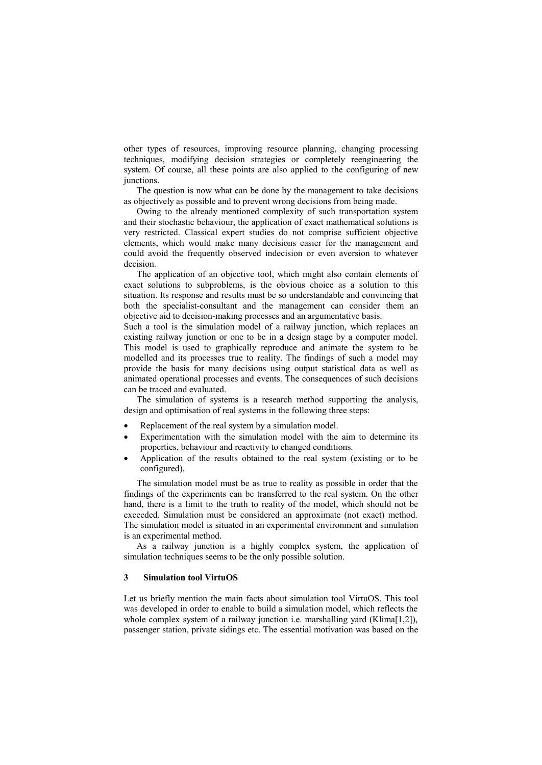other types of resources, improving resource planning, changing processing techniques, modifying decision strategies or completely reengineering the system. Of course, all these points are also applied to the configuring of new junctions.

The question is now what can be done by the management to take decisions as objectively as possible and to prevent wrong decisions from being made.

Owing to the already mentioned complexity of such transportation system and their stochastic behaviour, the application of exact mathematical solutions is very restricted. Classical expert studies do not comprise sufficient objective elements, which would make many decisions easier for the management and could avoid the frequently observed indecision or even aversion to whatever decision.

The application of an objective tool, which might also contain elements of exact solutions to subproblems, is the obvious choice as a solution to this situation. Its response and results must be so understandable and convincing that both the specialist-consultant and the management can consider them an objective aid to decision-making processes and an argumentative basis.

Such a tool is the simulation model of a railway junction, which replaces an existing railway junction or one to be in a design stage by a computer model. This model is used to graphically reproduce and animate the system to be modelled and its processes true to reality. The findings of such a model may provide the basis for many decisions using output statistical data as well as animated operational processes and events. The consequences of such decisions can be traced and evaluated.

The simulation of systems is a research method supporting the analysis, design and optimisation of real systems in the following three steps:

- Replacement of the real system by a simulation model.
- Experimentation with the simulation model with the aim to determine its properties, behaviour and reactivity to changed conditions.
- Application of the results obtained to the real system (existing or to be configured).

The simulation model must be as true to reality as possible in order that the findings of the experiments can be transferred to the real system. On the other hand, there is a limit to the truth to reality of the model, which should not be exceeded. Simulation must be considered an approximate (not exact) method. The simulation model is situated in an experimental environment and simulation is an experimental method.

As a railway junction is a highly complex system, the application of simulation techniques seems to be the only possible solution.

## 3 Simulation tool VirtuOS

Let us briefly mention the main facts about simulation tool VirtuOS. This tool was developed in order to enable to build a simulation model, which reflects the whole complex system of a railway junction i.e. marshalling yard (Klima[1,2]), passenger station, private sidings etc. The essential motivation was based on the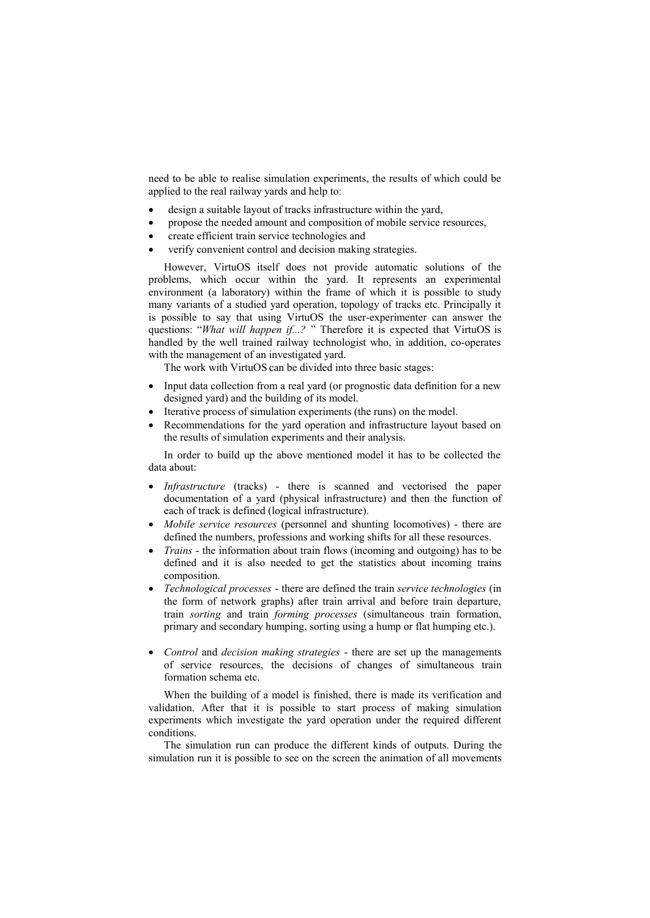need to be able to realise simulation experiments, the results of which could be applied to the real railway yards and help to:

- design a suitable layout of tracks infrastructure within the yard,
- propose the needed amount and composition of mobile service resources,
- create efficient train service technologies and
- verify convenient control and decision making strategies.

However, VirtuOS itself does not provide automatic solutions of the problems, which occur within the yard. It represents an experimental environment (a laboratory) within the frame of which it is possible to study many variants of a studied yard operation, topology of tracks etc. Principally it is possible to say that using VirtuOS the user-experimenter can answer the questions: "*What will happen if...?* " Therefore it is expected that VirtuOS is handled by the well trained railway technologist who, in addition, co-operates with the management of an investigated yard.

The work with VirtuOS can be divided into three basic stages:

- Input data collection from a real yard (or prognostic data definition for a new designed yard) and the building of its model.
- Iterative process of simulation experiments (the runs) on the model.
- Recommendations for the yard operation and infrastructure layout based on the results of simulation experiments and their analysis.

In order to build up the above mentioned model it has to be collected the data about:

- *Infrastructure* (tracks) - there is scanned and vectorised the paper documentation of a yard (physical infrastructure) and then the function of each of track is defined (logical infrastructure).
- *Mobile service resources* (personnel and shunting locomotives) - there are defined the numbers, professions and working shifts for all these resources.
- *Trains* - the information about train flows (incoming and outgoing) has to be defined and it is also needed to get the statistics about incoming trains composition.
- *Technological processes* - there are defined the train *service technologies* (in the form of network graphs) after train arrival and before train departure, train *sorting* and train *forming processes* (simultaneous train formation, primary and secondary humping, sorting using a hump or flat humping etc.).
- *Control* and *decision making strategies* - there are set up the managements of service resources, the decisions of changes of simultaneous train formation schema etc.

When the building of a model is finished, there is made its verification and validation. After that it is possible to start process of making simulation experiments which investigate the yard operation under the required different conditions.

The simulation run can produce the different kinds of outputs. During the simulation run it is possible to see on the screen the animation of all movements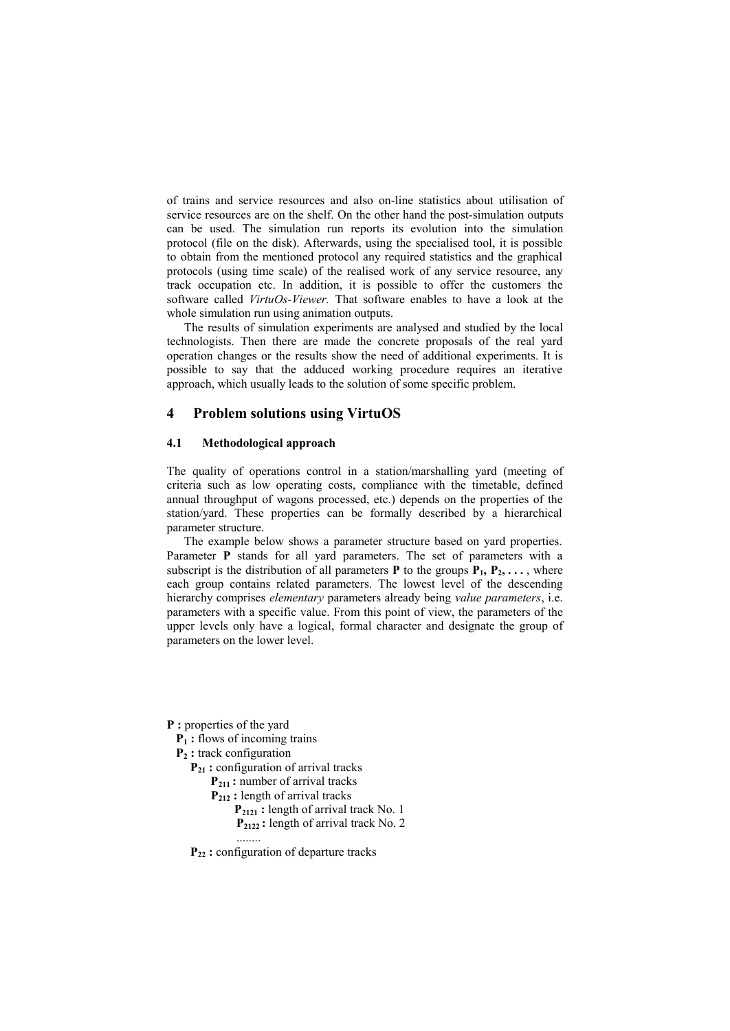of trains and service resources and also on-line statistics about utilisation of service resources are on the shelf. On the other hand the post-simulation outputs can be used. The simulation run reports its evolution into the simulation protocol (file on the disk). Afterwards, using the specialised tool, it is possible to obtain from the mentioned protocol any required statistics and the graphical protocols (using time scale) of the realised work of any service resource, any track occupation etc. In addition, it is possible to offer the customers the software called *VirtuOs-Viewer.* That software enables to have a look at the whole simulation run using animation outputs.

The results of simulation experiments are analysed and studied by the local technologists. Then there are made the concrete proposals of the real yard operation changes or the results show the need of additional experiments. It is possible to say that the adduced working procedure requires an iterative approach, which usually leads to the solution of some specific problem.

## 4 Problem solutions using VirtuOS

### 4.1 Methodological approach

The quality of operations control in a station/marshalling yard (meeting of criteria such as low operating costs, compliance with the timetable, defined annual throughput of wagons processed, etc.) depends on the properties of the station/yard. These properties can be formally described by a hierarchical parameter structure.

The example below shows a parameter structure based on yard properties. Parameter **P** stands for all yard parameters. The set of parameters with a subscript is the distribution of all parameters **P** to the groups $\mathbf{P_1}, \mathbf{P_2}, \ldots$ , where each group contains related parameters. The lowest level of the descending hierarchy comprises *elementary* parameters already being *value parameters*, i.e. parameters with a specific value. From this point of view, the parameters of the upper levels only have a logical, formal character and designate the group of parameters on the lower level.

**P :** properties of the yard
- $\mathbf{P_1}$ **:** flows of incoming trains
- $\mathbf{P_2}$ **:** track configuration
  - $\mathbf{P_{21}}$ **:** configuration of arrival tracks
    - $\mathbf{P_{211}}$ **:** number of arrival tracks
    - $\mathbf{P_{212}}$ **:** length of arrival tracks
      - $\mathbf{P_{2121}}$ **:** length of arrival track No. 1
      - $\mathbf{P_{2122}}$ **:** length of arrival track No. 2
      - ........
  - $\mathbf{P_{22}}$ **:** configuration of departure tracks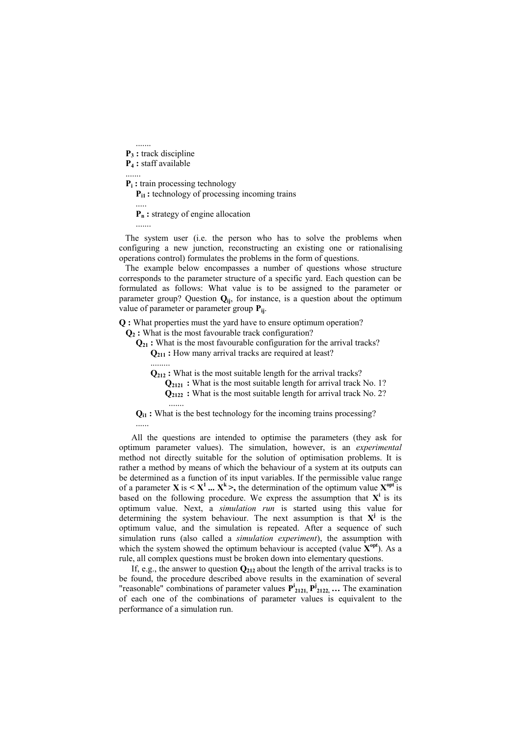.......

**$P_3$ :** track discipline

**$P_4$ :** staff available

.......

**$P_i$ :** train processing technology

**$P_{i1}$ :** technology of processing incoming trains

.....

**$P_n$ :** strategy of engine allocation

.......

The system user (i.e. the person who has to solve the problems when configuring a new junction, reconstructing an existing one or rationalising operations control) formulates the problems in the form of questions.

The example below encompasses a number of questions whose structure corresponds to the parameter structure of a specific yard. Each question can be formulated as follows: What value is to be assigned to the parameter or parameter group? Question $\mathbf{Q_{ij}}$, for instance, is a question about the optimum value of parameter or parameter group $\mathbf{P_{ij}}$.

**Q :** What properties must the yard have to ensure optimum operation?

**$Q_2$ :** What is the most favourable track configuration?

**$Q_{21}$ :** What is the most favourable configuration for the arrival tracks?

**$Q_{211}$ :** How many arrival tracks are required at least?

.........

**$Q_{212}$ :** What is the most suitable length for the arrival tracks?

**$Q_{2121}$ :** What is the most suitable length for arrival track No. 1?

**$Q_{2122}$ :** What is the most suitable length for arrival track No. 2?

.......

**$Q_{i1}$ :** What is the best technology for the incoming trains processing?

......

All the questions are intended to optimise the parameters (they ask for optimum parameter values). The simulation, however, is an *experimental* method not directly suitable for the solution of optimisation problems. It is rather a method by means of which the behaviour of a system at its outputs can be determined as a function of its input variables. If the permissible value range of a parameter $\mathbf{X}$ is $\mathbf{< X^1 \ldots X^k >}$, the determination of the optimum value $\mathbf{X^{opt}}$ is based on the following procedure. We express the assumption that $\mathbf{X^i}$ is its optimum value. Next, a *simulation run* is started using this value for determining the system behaviour. The next assumption is that $\mathbf{X^j}$ is the optimum value, and the simulation is repeated. After a sequence of such simulation runs (also called a *simulation experiment*), the assumption with which the system showed the optimum behaviour is accepted (value $\mathbf{X^{opt}}$). As a rule, all complex questions must be broken down into elementary questions.

If, e.g., the answer to question $\mathbf{Q_{212}}$ about the length of the arrival tracks is to be found, the procedure described above results in the examination of several "reasonable" combinations of parameter values $\mathbf{P^i_{2121}}, \mathbf{P^j_{2122}}, \ldots$ The examination of each one of the combinations of parameter values is equivalent to the performance of a simulation run.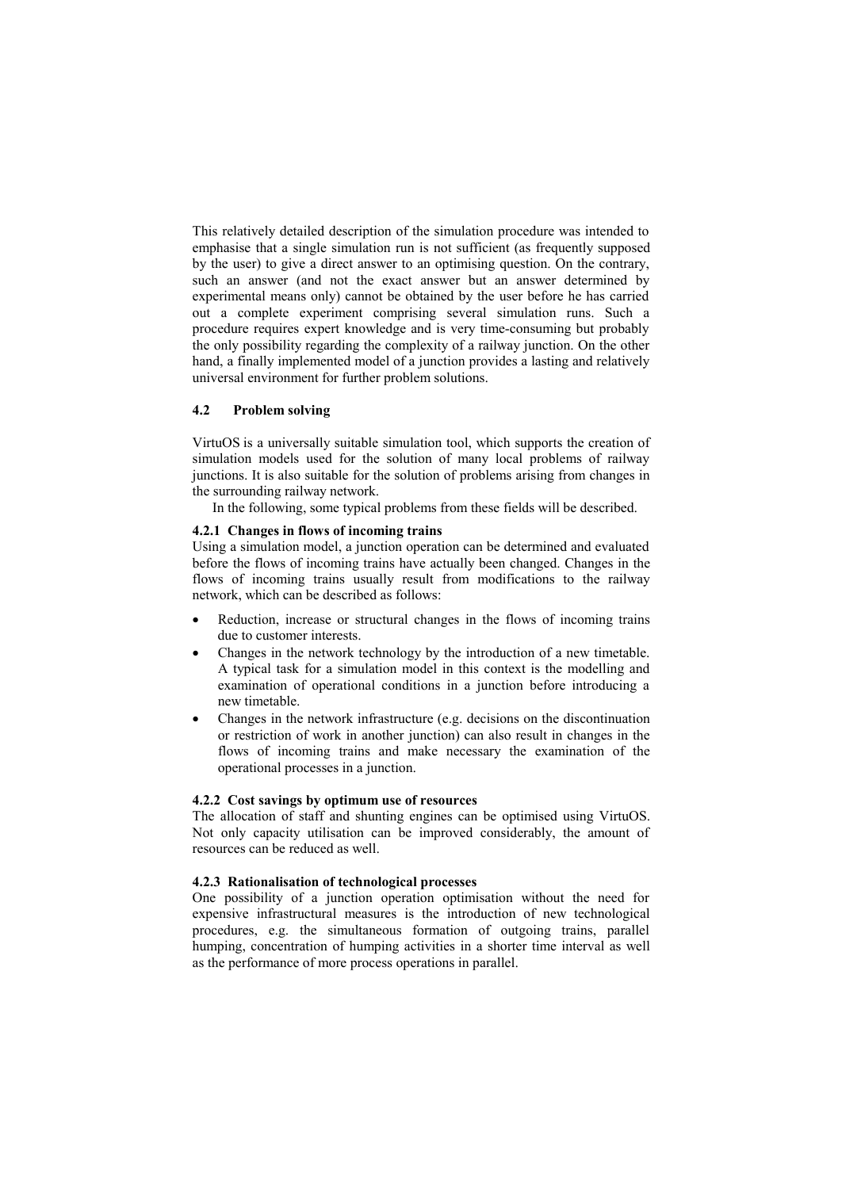This relatively detailed description of the simulation procedure was intended to emphasise that a single simulation run is not sufficient (as frequently supposed by the user) to give a direct answer to an optimising question. On the contrary, such an answer (and not the exact answer but an answer determined by experimental means only) cannot be obtained by the user before he has carried out a complete experiment comprising several simulation runs. Such a procedure requires expert knowledge and is very time-consuming but probably the only possibility regarding the complexity of a railway junction. On the other hand, a finally implemented model of a junction provides a lasting and relatively universal environment for further problem solutions.

## 4.2 Problem solving

VirtuOS is a universally suitable simulation tool, which supports the creation of simulation models used for the solution of many local problems of railway junctions. It is also suitable for the solution of problems arising from changes in the surrounding railway network.

In the following, some typical problems from these fields will be described.

### 4.2.1 Changes in flows of incoming trains

Using a simulation model, a junction operation can be determined and evaluated before the flows of incoming trains have actually been changed. Changes in the flows of incoming trains usually result from modifications to the railway network, which can be described as follows:

- Reduction, increase or structural changes in the flows of incoming trains due to customer interests.
- Changes in the network technology by the introduction of a new timetable. A typical task for a simulation model in this context is the modelling and examination of operational conditions in a junction before introducing a new timetable.
- Changes in the network infrastructure (e.g. decisions on the discontinuation or restriction of work in another junction) can also result in changes in the flows of incoming trains and make necessary the examination of the operational processes in a junction.

### 4.2.2 Cost savings by optimum use of resources

The allocation of staff and shunting engines can be optimised using VirtuOS. Not only capacity utilisation can be improved considerably, the amount of resources can be reduced as well.

### 4.2.3 Rationalisation of technological processes

One possibility of a junction operation optimisation without the need for expensive infrastructural measures is the introduction of new technological procedures, e.g. the simultaneous formation of outgoing trains, parallel humping, concentration of humping activities in a shorter time interval as well as the performance of more process operations in parallel.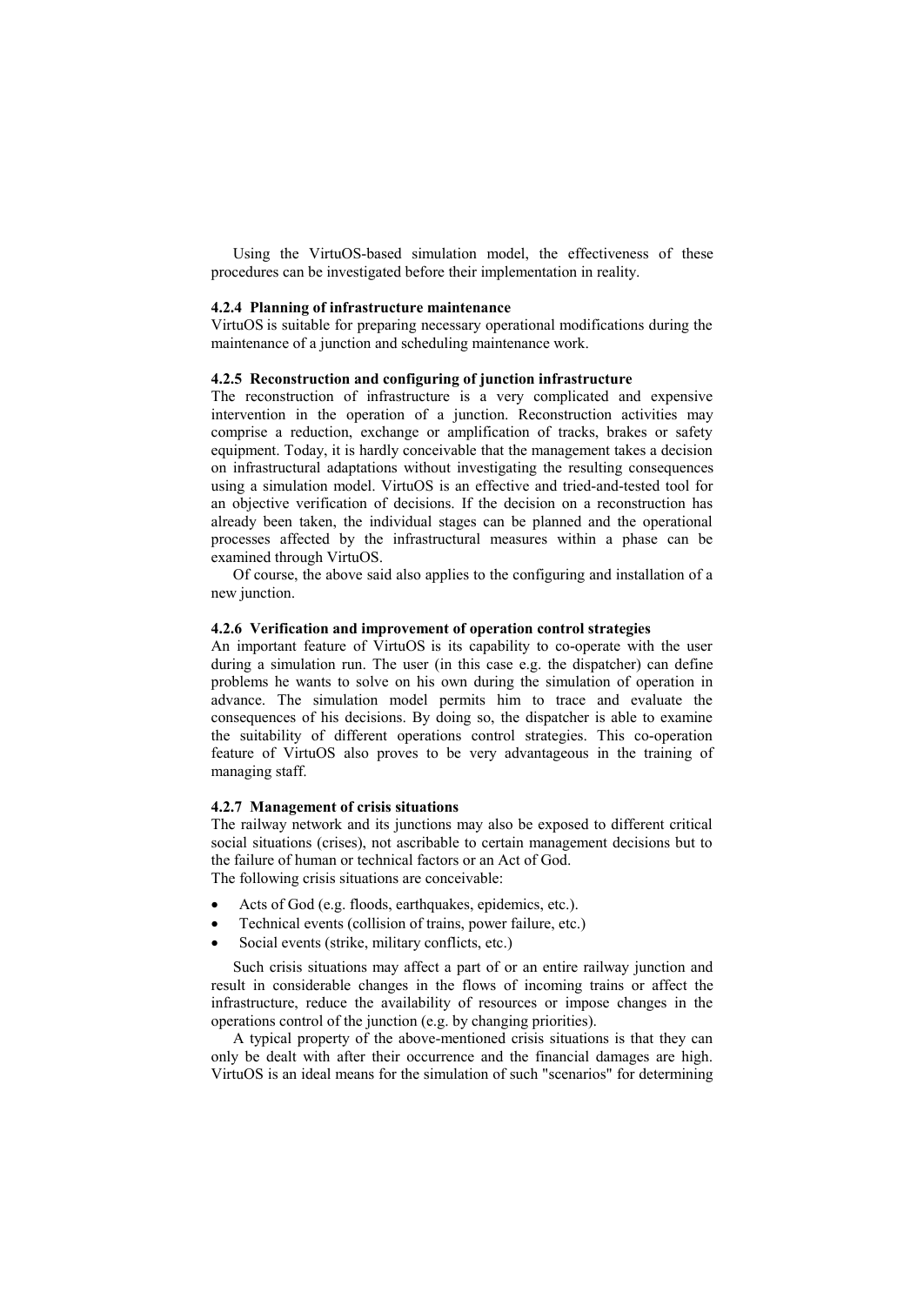Using the VirtuOS-based simulation model, the effectiveness of these procedures can be investigated before their implementation in reality.

#### 4.2.4 Planning of infrastructure maintenance

VirtuOS is suitable for preparing necessary operational modifications during the maintenance of a junction and scheduling maintenance work.

#### 4.2.5 Reconstruction and configuring of junction infrastructure

The reconstruction of infrastructure is a very complicated and expensive intervention in the operation of a junction. Reconstruction activities may comprise a reduction, exchange or amplification of tracks, brakes or safety equipment. Today, it is hardly conceivable that the management takes a decision on infrastructural adaptations without investigating the resulting consequences using a simulation model. VirtuOS is an effective and tried-and-tested tool for an objective verification of decisions. If the decision on a reconstruction has already been taken, the individual stages can be planned and the operational processes affected by the infrastructural measures within a phase can be examined through VirtuOS.

Of course, the above said also applies to the configuring and installation of a new junction.

#### 4.2.6 Verification and improvement of operation control strategies

An important feature of VirtuOS is its capability to co-operate with the user during a simulation run. The user (in this case e.g. the dispatcher) can define problems he wants to solve on his own during the simulation of operation in advance. The simulation model permits him to trace and evaluate the consequences of his decisions. By doing so, the dispatcher is able to examine the suitability of different operations control strategies. This co-operation feature of VirtuOS also proves to be very advantageous in the training of managing staff.

#### 4.2.7 Management of crisis situations

The railway network and its junctions may also be exposed to different critical social situations (crises), not ascribable to certain management decisions but to the failure of human or technical factors or an Act of God.
The following crisis situations are conceivable:

- Acts of God (e.g. floods, earthquakes, epidemics, etc.).
- Technical events (collision of trains, power failure, etc.)
- Social events (strike, military conflicts, etc.)

Such crisis situations may affect a part of or an entire railway junction and result in considerable changes in the flows of incoming trains or affect the infrastructure, reduce the availability of resources or impose changes in the operations control of the junction (e.g. by changing priorities).

A typical property of the above-mentioned crisis situations is that they can only be dealt with after their occurrence and the financial damages are high. VirtuOS is an ideal means for the simulation of such "scenarios" for determining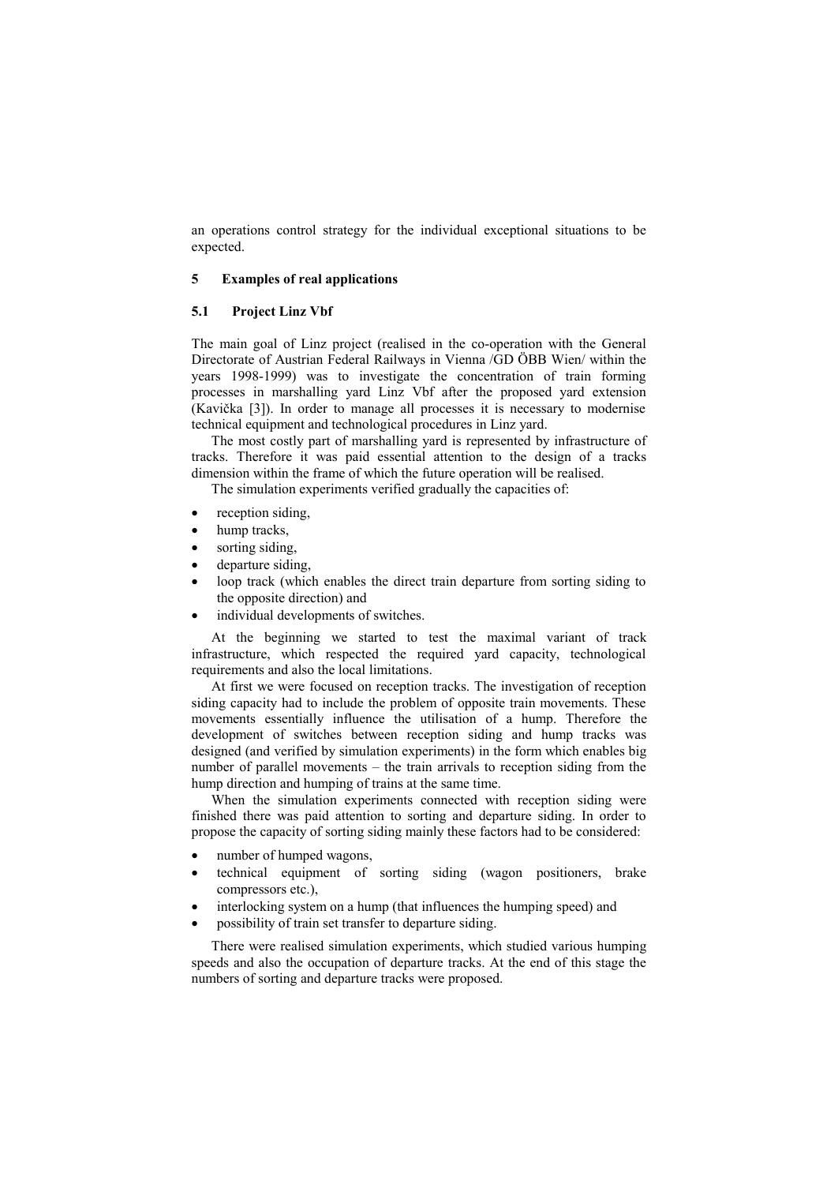an operations control strategy for the individual exceptional situations to be expected.

## 5 Examples of real applications

### 5.1 Project Linz Vbf

The main goal of Linz project (realised in the co-operation with the General Directorate of Austrian Federal Railways in Vienna /GD ÖBB Wien/ within the years 1998-1999) was to investigate the concentration of train forming processes in marshalling yard Linz Vbf after the proposed yard extension (Kavička [3]). In order to manage all processes it is necessary to modernise technical equipment and technological procedures in Linz yard.

The most costly part of marshalling yard is represented by infrastructure of tracks. Therefore it was paid essential attention to the design of a tracks dimension within the frame of which the future operation will be realised.

The simulation experiments verified gradually the capacities of:

- reception siding,
- hump tracks,
- sorting siding,
- departure siding,
- loop track (which enables the direct train departure from sorting siding to the opposite direction) and
- individual developments of switches.

At the beginning we started to test the maximal variant of track infrastructure, which respected the required yard capacity, technological requirements and also the local limitations.

At first we were focused on reception tracks. The investigation of reception siding capacity had to include the problem of opposite train movements. These movements essentially influence the utilisation of a hump. Therefore the development of switches between reception siding and hump tracks was designed (and verified by simulation experiments) in the form which enables big number of parallel movements – the train arrivals to reception siding from the hump direction and humping of trains at the same time.

When the simulation experiments connected with reception siding were finished there was paid attention to sorting and departure siding. In order to propose the capacity of sorting siding mainly these factors had to be considered:

- number of humped wagons,
- technical equipment of sorting siding (wagon positioners, brake compressors etc.),
- interlocking system on a hump (that influences the humping speed) and
- possibility of train set transfer to departure siding.

There were realised simulation experiments, which studied various humping speeds and also the occupation of departure tracks. At the end of this stage the numbers of sorting and departure tracks were proposed.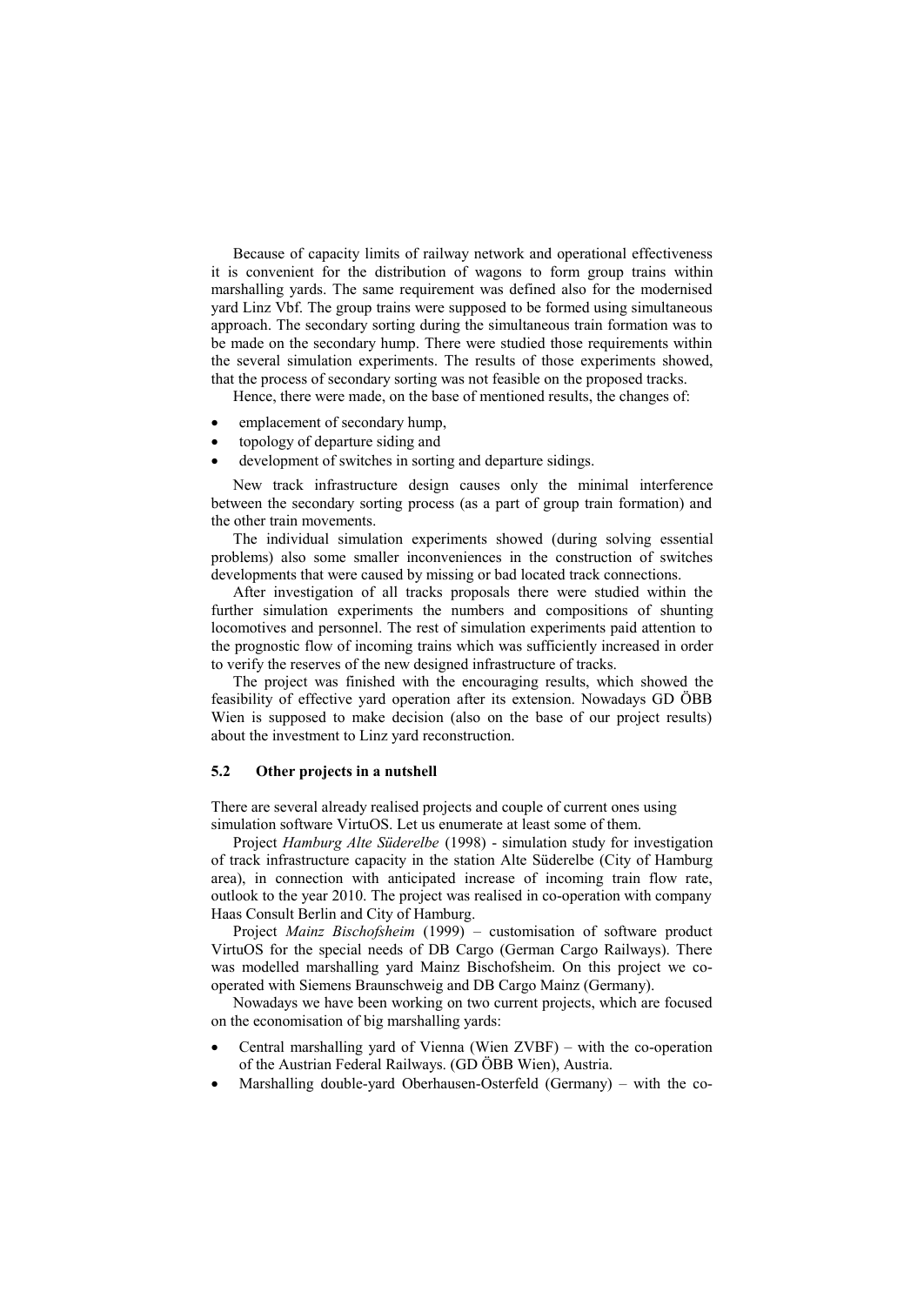Because of capacity limits of railway network and operational effectiveness it is convenient for the distribution of wagons to form group trains within marshalling yards. The same requirement was defined also for the modernised yard Linz Vbf. The group trains were supposed to be formed using simultaneous approach. The secondary sorting during the simultaneous train formation was to be made on the secondary hump. There were studied those requirements within the several simulation experiments. The results of those experiments showed, that the process of secondary sorting was not feasible on the proposed tracks.

Hence, there were made, on the base of mentioned results, the changes of:

- emplacement of secondary hump,
- topology of departure siding and
- development of switches in sorting and departure sidings.

New track infrastructure design causes only the minimal interference between the secondary sorting process (as a part of group train formation) and the other train movements.

The individual simulation experiments showed (during solving essential problems) also some smaller inconveniences in the construction of switches developments that were caused by missing or bad located track connections.

After investigation of all tracks proposals there were studied within the further simulation experiments the numbers and compositions of shunting locomotives and personnel. The rest of simulation experiments paid attention to the prognostic flow of incoming trains which was sufficiently increased in order to verify the reserves of the new designed infrastructure of tracks.

The project was finished with the encouraging results, which showed the feasibility of effective yard operation after its extension. Nowadays GD ÖBB Wien is supposed to make decision (also on the base of our project results) about the investment to Linz yard reconstruction.

### 5.2 Other projects in a nutshell

There are several already realised projects and couple of current ones using simulation software VirtuOS. Let us enumerate at least some of them.

Project *Hamburg Alte Süderelbe* (1998) - simulation study for investigation of track infrastructure capacity in the station Alte Süderelbe (City of Hamburg area), in connection with anticipated increase of incoming train flow rate, outlook to the year 2010. The project was realised in co-operation with company Haas Consult Berlin and City of Hamburg.

Project *Mainz Bischofsheim* (1999) – customisation of software product VirtuOS for the special needs of DB Cargo (German Cargo Railways). There was modelled marshalling yard Mainz Bischofsheim. On this project we co-operated with Siemens Braunschweig and DB Cargo Mainz (Germany).

Nowadays we have been working on two current projects, which are focused on the economisation of big marshalling yards:

- Central marshalling yard of Vienna (Wien ZVBF) – with the co-operation of the Austrian Federal Railways. (GD ÖBB Wien), Austria.
- Marshalling double-yard Oberhausen-Osterfeld (Germany) – with the co-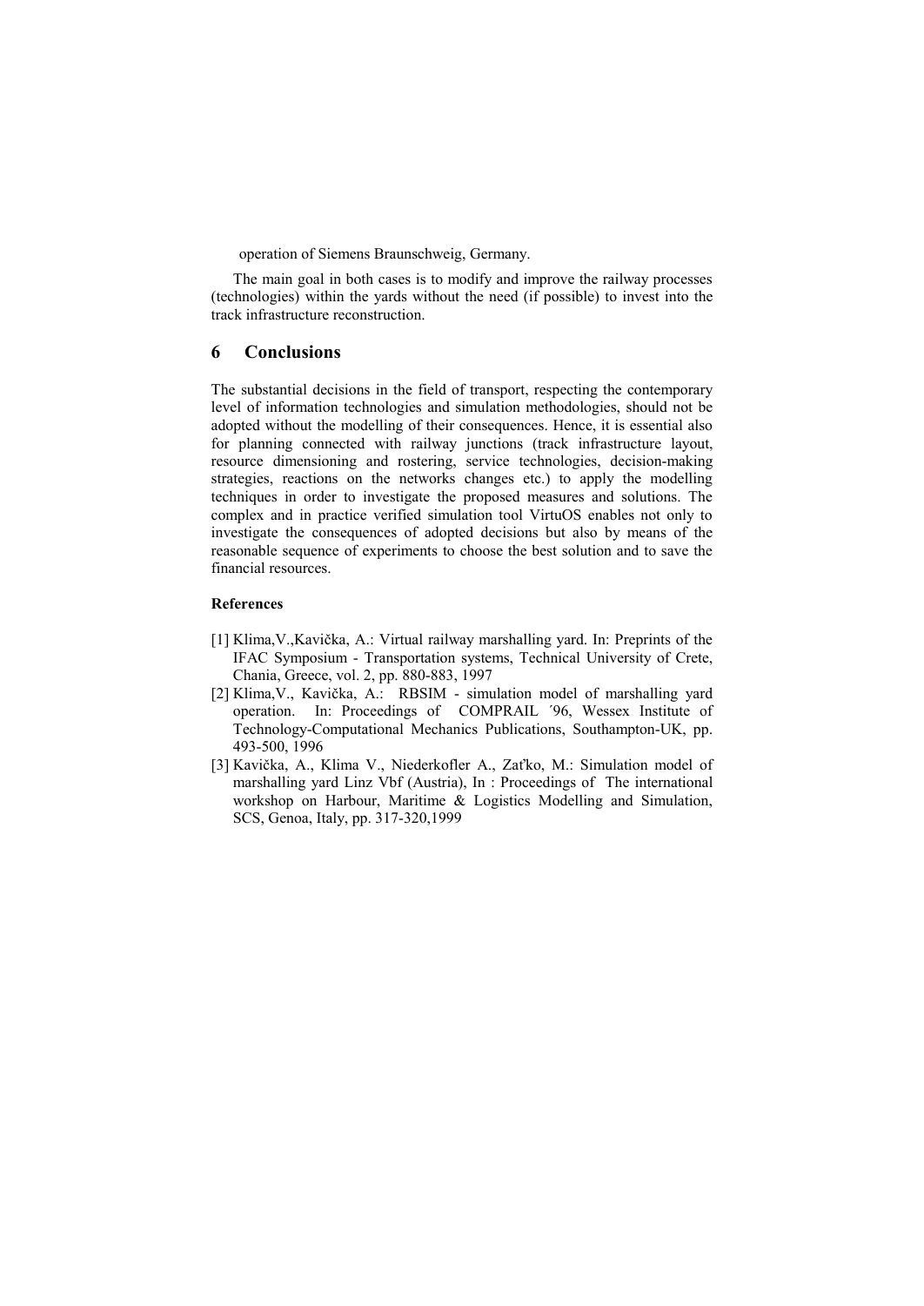operation of Siemens Braunschweig, Germany.

The main goal in both cases is to modify and improve the railway processes (technologies) within the yards without the need (if possible) to invest into the track infrastructure reconstruction.

## 6 Conclusions

The substantial decisions in the field of transport, respecting the contemporary level of information technologies and simulation methodologies, should not be adopted without the modelling of their consequences. Hence, it is essential also for planning connected with railway junctions (track infrastructure layout, resource dimensioning and rostering, service technologies, decision-making strategies, reactions on the networks changes etc.) to apply the modelling techniques in order to investigate the proposed measures and solutions. The complex and in practice verified simulation tool VirtuOS enables not only to investigate the consequences of adopted decisions but also by means of the reasonable sequence of experiments to choose the best solution and to save the financial resources.

### References

[1] Klima,V.,Kavička, A.: Virtual railway marshalling yard. In: Preprints of the IFAC Symposium - Transportation systems, Technical University of Crete, Chania, Greece, vol. 2, pp. 880-883, 1997

[2] Klima,V., Kavička, A.: RBSIM - simulation model of marshalling yard operation. In: Proceedings of COMPRAIL ´96, Wessex Institute of Technology-Computational Mechanics Publications, Southampton-UK, pp. 493-500, 1996

[3] Kavička, A., Klima V., Niederkofler A., Zaťko, M.: Simulation model of marshalling yard Linz Vbf (Austria), In : Proceedings of The international workshop on Harbour, Maritime & Logistics Modelling and Simulation, SCS, Genoa, Italy, pp. 317-320,1999